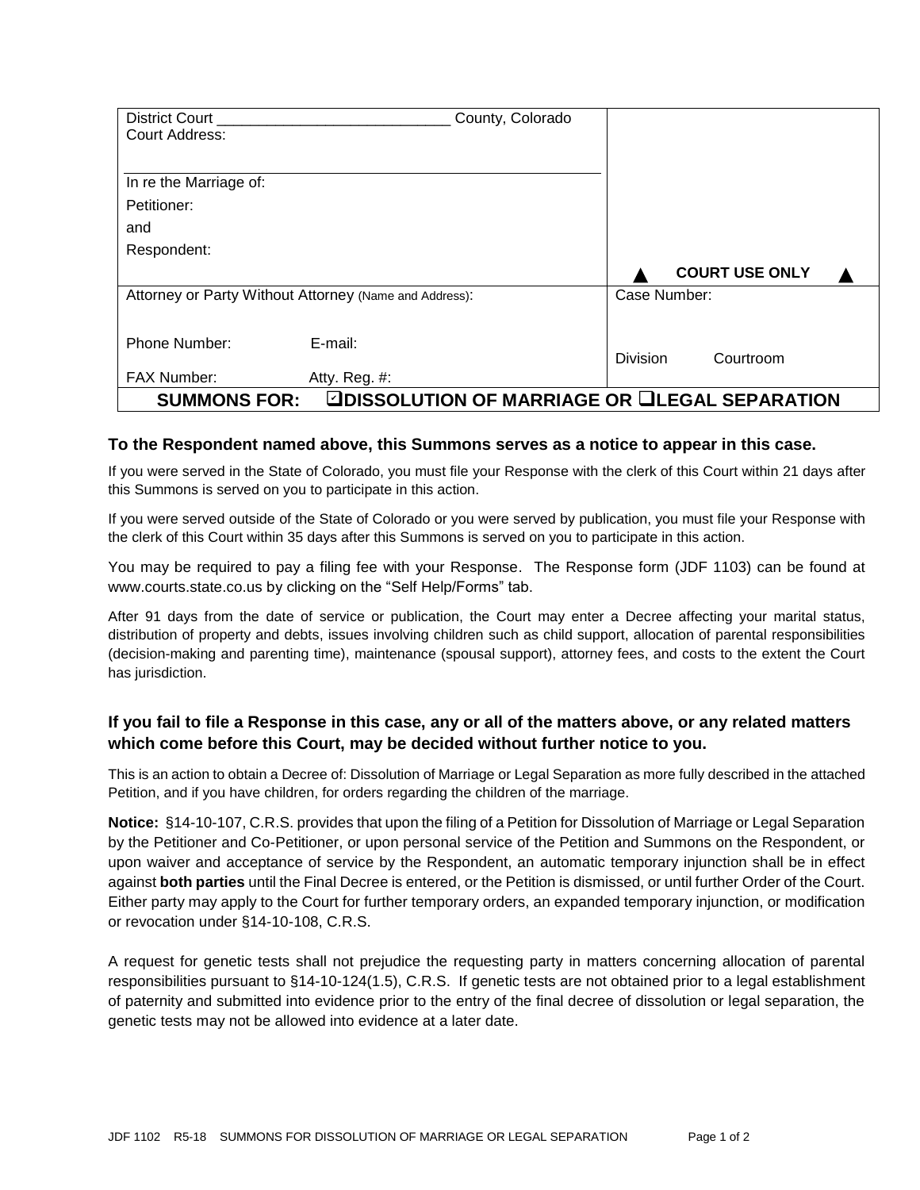| District Court ____________________________ County, Colorado<br>Court Address:<br><br>In re the Marriage of:<br>Petitioner:<br>and<br>Respondent: | ▲ COURT USE ONLY ▲ |
|---|---|
| Attorney or Party Without Attorney (Name and Address):<br><br>Phone Number: E-mail:<br>FAX Number: Atty. Reg. #: | Case Number:<br><br>Division Courtroom |
| **SUMMONS FOR: ☑DISSOLUTION OF MARRIAGE OR ☐LEGAL SEPARATION** | |

### To the Respondent named above, this Summons serves as a notice to appear in this case.

If you were served in the State of Colorado, you must file your Response with the clerk of this Court within 21 days after this Summons is served on you to participate in this action.

If you were served outside of the State of Colorado or you were served by publication, you must file your Response with the clerk of this Court within 35 days after this Summons is served on you to participate in this action.

You may be required to pay a filing fee with your Response. The Response form (JDF 1103) can be found at www.courts.state.co.us by clicking on the "Self Help/Forms" tab.

After 91 days from the date of service or publication, the Court may enter a Decree affecting your marital status, distribution of property and debts, issues involving children such as child support, allocation of parental responsibilities (decision-making and parenting time), maintenance (spousal support), attorney fees, and costs to the extent the Court has jurisdiction.

### If you fail to file a Response in this case, any or all of the matters above, or any related matters which come before this Court, may be decided without further notice to you.

This is an action to obtain a Decree of: Dissolution of Marriage or Legal Separation as more fully described in the attached Petition, and if you have children, for orders regarding the children of the marriage.

**Notice:** §14-10-107, C.R.S. provides that upon the filing of a Petition for Dissolution of Marriage or Legal Separation by the Petitioner and Co-Petitioner, or upon personal service of the Petition and Summons on the Respondent, or upon waiver and acceptance of service by the Respondent, an automatic temporary injunction shall be in effect against **both parties** until the Final Decree is entered, or the Petition is dismissed, or until further Order of the Court. Either party may apply to the Court for further temporary orders, an expanded temporary injunction, or modification or revocation under §14-10-108, C.R.S.

A request for genetic tests shall not prejudice the requesting party in matters concerning allocation of parental responsibilities pursuant to §14-10-124(1.5), C.R.S. If genetic tests are not obtained prior to a legal establishment of paternity and submitted into evidence prior to the entry of the final decree of dissolution or legal separation, the genetic tests may not be allowed into evidence at a later date.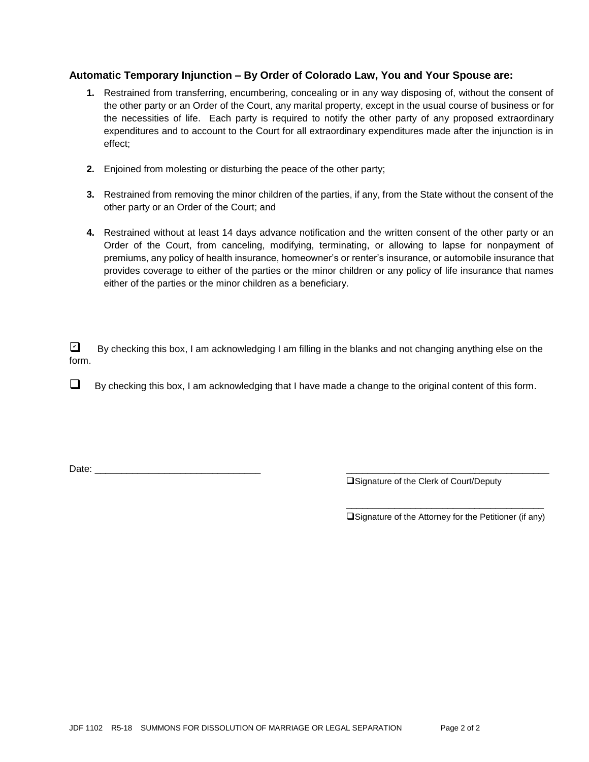**Automatic Temporary Injunction – By Order of Colorado Law, You and Your Spouse are:**

1. Restrained from transferring, encumbering, concealing or in any way disposing of, without the consent of the other party or an Order of the Court, any marital property, except in the usual course of business or for the necessities of life. Each party is required to notify the other party of any proposed extraordinary expenditures and to account to the Court for all extraordinary expenditures made after the injunction is in effect;

2. Enjoined from molesting or disturbing the peace of the other party;

3. Restrained from removing the minor children of the parties, if any, from the State without the consent of the other party or an Order of the Court; and

4. Restrained without at least 14 days advance notification and the written consent of the other party or an Order of the Court, from canceling, modifying, terminating, or allowing to lapse for nonpayment of premiums, any policy of health insurance, homeowner's or renter's insurance, or automobile insurance that provides coverage to either of the parties or the minor children or any policy of life insurance that names either of the parties or the minor children as a beneficiary.

☑ By checking this box, I am acknowledging I am filling in the blanks and not changing anything else on the form.

☐ By checking this box, I am acknowledging that I have made a change to the original content of this form.

Date: _______________________________

_______________________________________
☐Signature of the Clerk of Court/Deputy

_______________________________________
☐Signature of the Attorney for the Petitioner (if any)

JDF 1102 R5-18 SUMMONS FOR DISSOLUTION OF MARRIAGE OR LEGAL SEPARATION